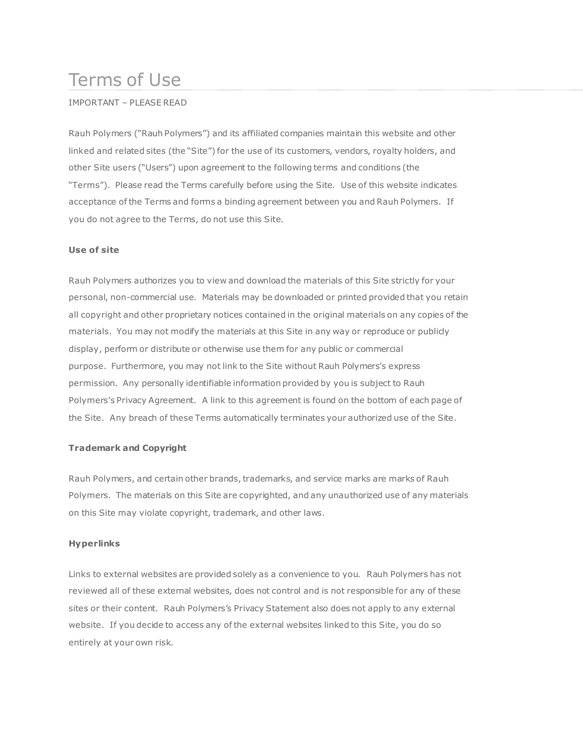# Terms of Use

IMPORTANT – PLEASE READ

Rauh Polymers ("Rauh Polymers") and its affiliated companies maintain this website and other linked and related sites (the "Site") for the use of its customers, vendors, royalty holders, and other Site users ("Users") upon agreement to the following terms and conditions (the "Terms"). Please read the Terms carefully before using the Site. Use of this website indicates acceptance of the Terms and forms a binding agreement between you and Rauh Polymers. If you do not agree to the Terms, do not use this Site.

**Use of site**

Rauh Polymers authorizes you to view and download the materials of this Site strictly for your personal, non-commercial use. Materials may be downloaded or printed provided that you retain all copyright and other proprietary notices contained in the original materials on any copies of the materials. You may not modify the materials at this Site in any way or reproduce or publicly display, perform or distribute or otherwise use them for any public or commercial purpose. Furthermore, you may not link to the Site without Rauh Polymers's express permission. Any personally identifiable information provided by you is subject to Rauh Polymers's Privacy Agreement. A link to this agreement is found on the bottom of each page of the Site. Any breach of these Terms automatically terminates your authorized use of the Site.

**Trademark and Copyright**

Rauh Polymers, and certain other brands, trademarks, and service marks are marks of Rauh Polymers. The materials on this Site are copyrighted, and any unauthorized use of any materials on this Site may violate copyright, trademark, and other laws.

**Hyperlinks**

Links to external websites are provided solely as a convenience to you. Rauh Polymers has not reviewed all of these external websites, does not control and is not responsible for any of these sites or their content. Rauh Polymers's Privacy Statement also does not apply to any external website. If you decide to access any of the external websites linked to this Site, you do so entirely at your own risk.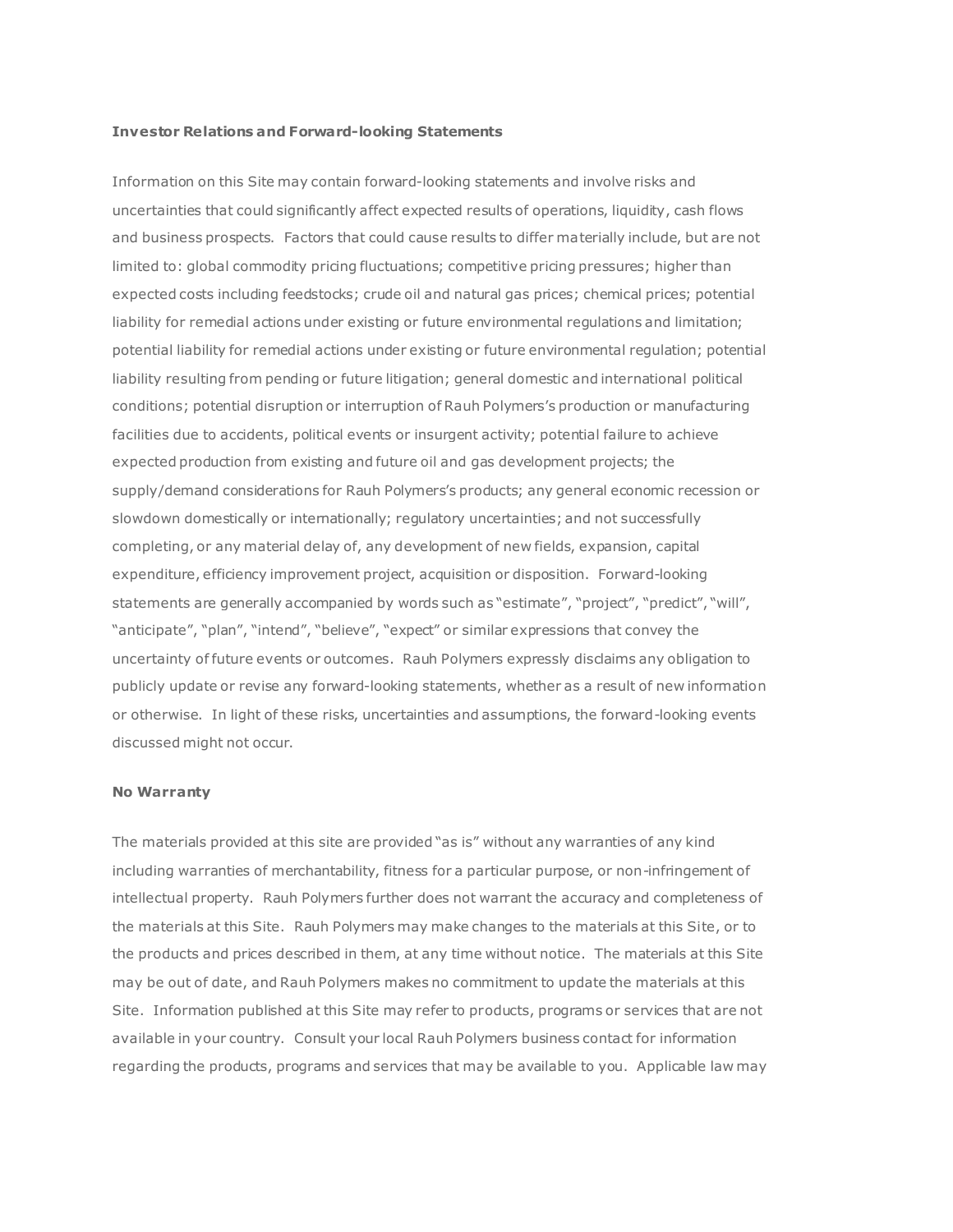**Investor Relations and Forward-looking Statements**

Information on this Site may contain forward-looking statements and involve risks and uncertainties that could significantly affect expected results of operations, liquidity, cash flows and business prospects. Factors that could cause results to differ materially include, but are not limited to: global commodity pricing fluctuations; competitive pricing pressures; higher than expected costs including feedstocks; crude oil and natural gas prices; chemical prices; potential liability for remedial actions under existing or future environmental regulations and limitation; potential liability for remedial actions under existing or future environmental regulation; potential liability resulting from pending or future litigation; general domestic and international political conditions; potential disruption or interruption of Rauh Polymers's production or manufacturing facilities due to accidents, political events or insurgent activity; potential failure to achieve expected production from existing and future oil and gas development projects; the supply/demand considerations for Rauh Polymers's products; any general economic recession or slowdown domestically or internationally; regulatory uncertainties; and not successfully completing, or any material delay of, any development of new fields, expansion, capital expenditure, efficiency improvement project, acquisition or disposition. Forward-looking statements are generally accompanied by words such as "estimate", "project", "predict", "will", "anticipate", "plan", "intend", "believe", "expect" or similar expressions that convey the uncertainty of future events or outcomes. Rauh Polymers expressly disclaims any obligation to publicly update or revise any forward-looking statements, whether as a result of new information or otherwise. In light of these risks, uncertainties and assumptions, the forward-looking events discussed might not occur.

**No Warranty**

The materials provided at this site are provided "as is" without any warranties of any kind including warranties of merchantability, fitness for a particular purpose, or non-infringement of intellectual property. Rauh Polymers further does not warrant the accuracy and completeness of the materials at this Site. Rauh Polymers may make changes to the materials at this Site, or to the products and prices described in them, at any time without notice. The materials at this Site may be out of date, and Rauh Polymers makes no commitment to update the materials at this Site. Information published at this Site may refer to products, programs or services that are not available in your country. Consult your local Rauh Polymers business contact for information regarding the products, programs and services that may be available to you. Applicable law may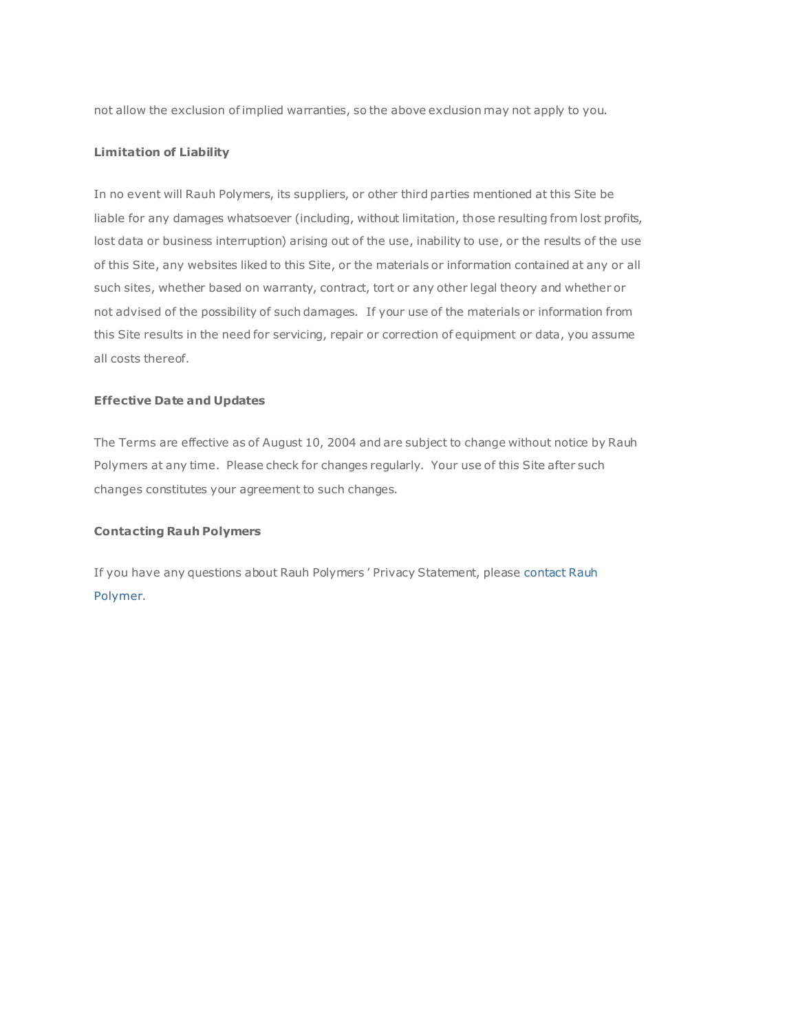not allow the exclusion of implied warranties, so the above exclusion may not apply to you.

**Limitation of Liability**

In no event will Rauh Polymers, its suppliers, or other third parties mentioned at this Site be liable for any damages whatsoever (including, without limitation, those resulting from lost profits, lost data or business interruption) arising out of the use, inability to use, or the results of the use of this Site, any websites liked to this Site, or the materials or information contained at any or all such sites, whether based on warranty, contract, tort or any other legal theory and whether or not advised of the possibility of such damages. If your use of the materials or information from this Site results in the need for servicing, repair or correction of equipment or data, you assume all costs thereof.

**Effective Date and Updates**

The Terms are effective as of August 10, 2004 and are subject to change without notice by Rauh Polymers at any time. Please check for changes regularly. Your use of this Site after such changes constitutes your agreement to such changes.

**Contacting Rauh Polymers**

If you have any questions about Rauh Polymers ' Privacy Statement, please contact Rauh Polymer.